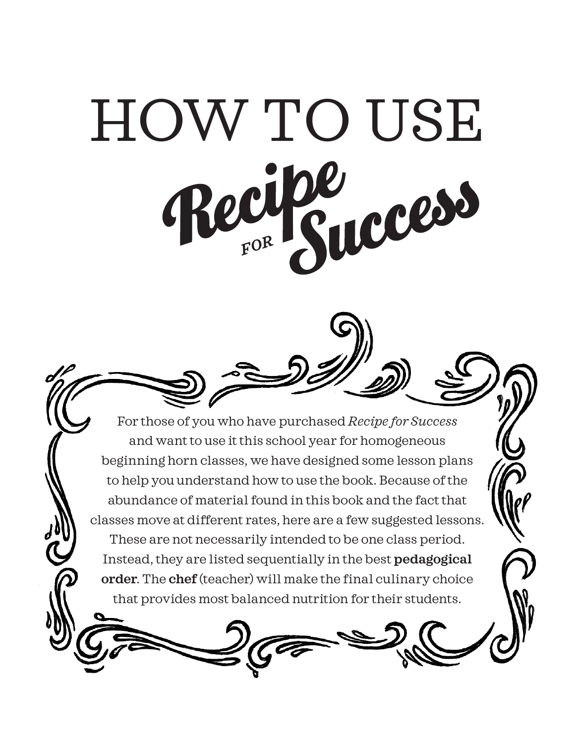# HOW TO USE *Recipe for Success*

For those of you who have purchased *Recipe for Success* and want to use it this school year for homogeneous beginning horn classes, we have designed some lesson plans to help you understand how to use the book. Because of the abundance of material found in this book and the fact that classes move at different rates, here are a few suggested lessons. These are not necessarily intended to be one class period. Instead, they are listed sequentially in the best **pedagogical order**. The **chef** (teacher) will make the final culinary choice that provides most balanced nutrition for their students.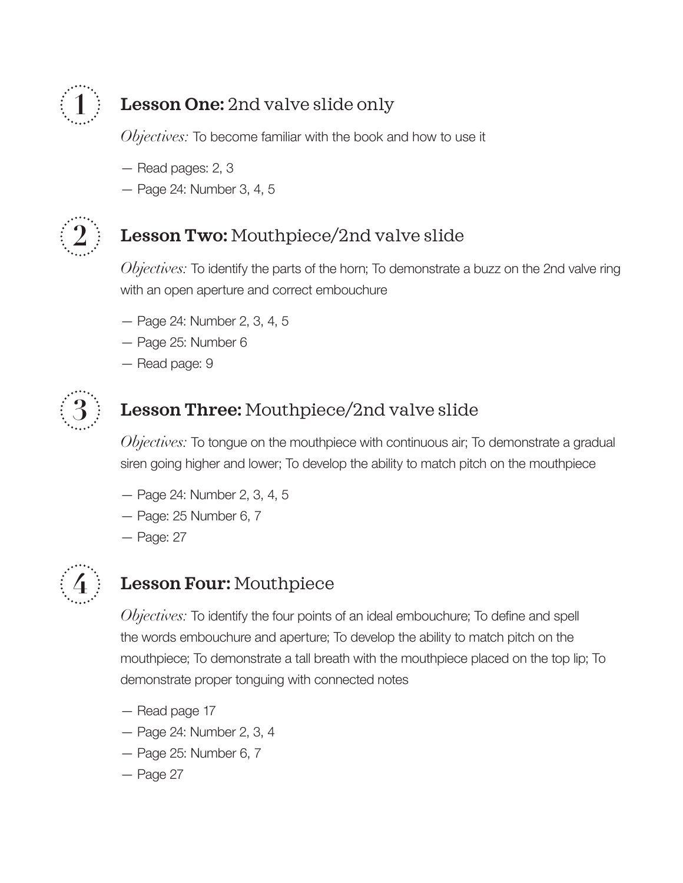## 1 **Lesson One:** 2nd valve slide only

*Objectives:* To become familiar with the book and how to use it

— Read pages: 2, 3

— Page 24: Number 3, 4, 5

## 2 **Lesson Two:** Mouthpiece/2nd valve slide

*Objectives:* To identify the parts of the horn; To demonstrate a buzz on the 2nd valve ring with an open aperture and correct embouchure

— Page 24: Number 2, 3, 4, 5

— Page 25: Number 6

— Read page: 9

## 3 **Lesson Three:** Mouthpiece/2nd valve slide

*Objectives:* To tongue on the mouthpiece with continuous air; To demonstrate a gradual siren going higher and lower; To develop the ability to match pitch on the mouthpiece

— Page 24: Number 2, 3, 4, 5

— Page: 25 Number 6, 7

— Page: 27

## 4 **Lesson Four:** Mouthpiece

*Objectives:* To identify the four points of an ideal embouchure; To define and spell the words embouchure and aperture; To develop the ability to match pitch on the mouthpiece; To demonstrate a tall breath with the mouthpiece placed on the top lip; To demonstrate proper tonguing with connected notes

— Read page 17

— Page 24: Number 2, 3, 4

— Page 25: Number 6, 7

— Page 27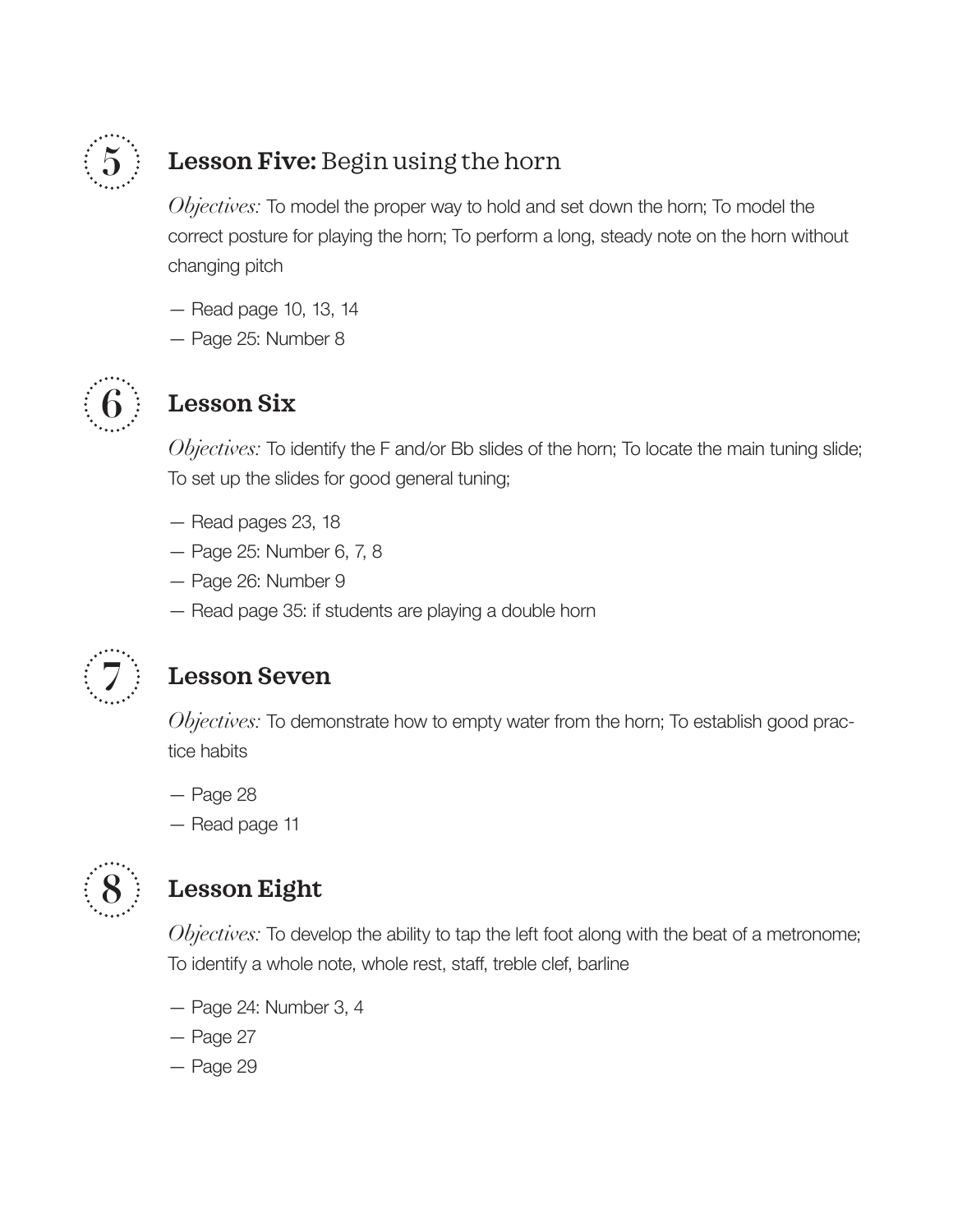## 5 Lesson Five: Begin using the horn

*Objectives:* To model the proper way to hold and set down the horn; To model the correct posture for playing the horn; To perform a long, steady note on the horn without changing pitch

— Read page 10, 13, 14

— Page 25: Number 8

## 6 Lesson Six

*Objectives:* To identify the F and/or Bb slides of the horn; To locate the main tuning slide; To set up the slides for good general tuning;

— Read pages 23, 18

— Page 25: Number 6, 7, 8

— Page 26: Number 9

— Read page 35: if students are playing a double horn

## 7 Lesson Seven

*Objectives:* To demonstrate how to empty water from the horn; To establish good practice habits

— Page 28

— Read page 11

## 8 Lesson Eight

*Objectives:* To develop the ability to tap the left foot along with the beat of a metronome; To identify a whole note, whole rest, staff, treble clef, barline

— Page 24: Number 3, 4

— Page 27

— Page 29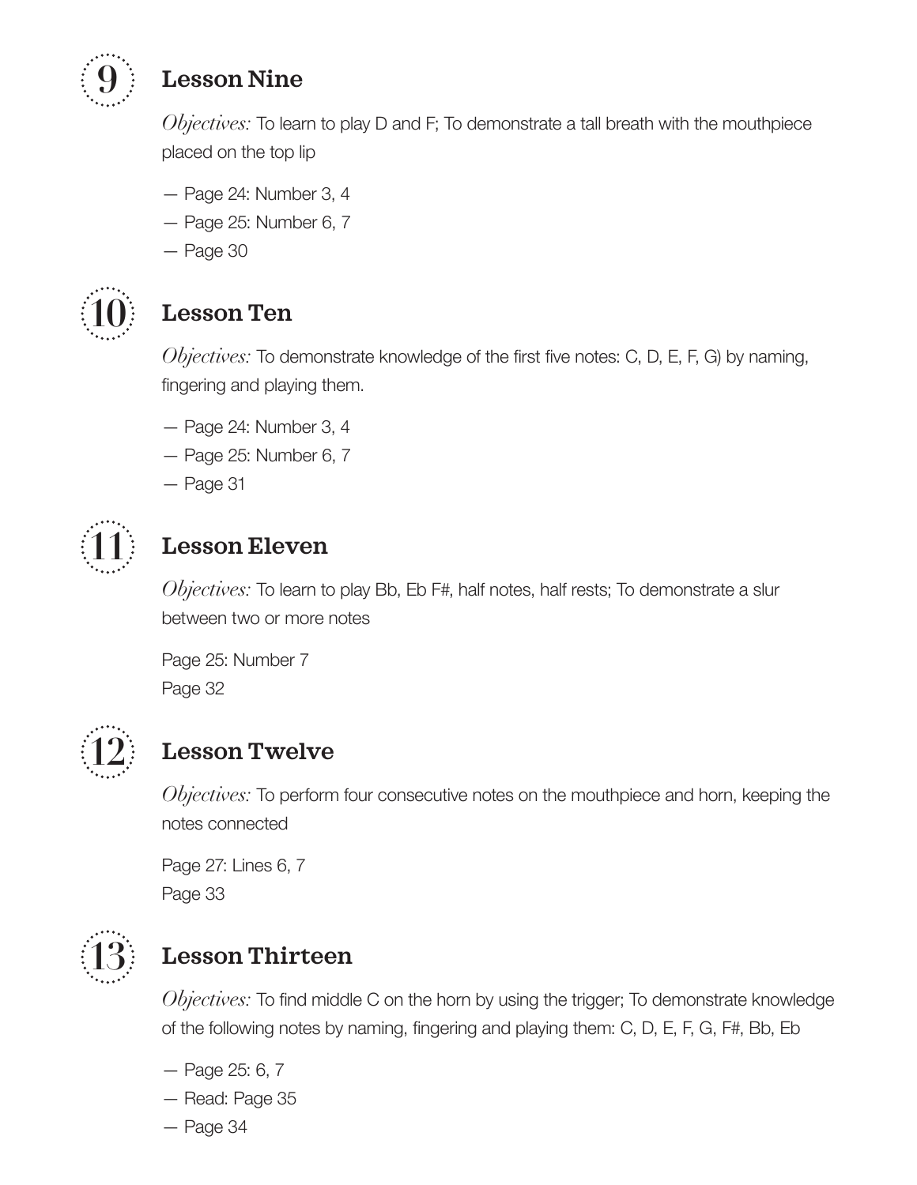## 9 Lesson Nine

*Objectives:* To learn to play D and F; To demonstrate a tall breath with the mouthpiece placed on the top lip

— Page 24: Number 3, 4
— Page 25: Number 6, 7
— Page 30

## 10 Lesson Ten

*Objectives:* To demonstrate knowledge of the first five notes: C, D, E, F, G) by naming, fingering and playing them.

— Page 24: Number 3, 4
— Page 25: Number 6, 7
— Page 31

## 11 Lesson Eleven

*Objectives:* To learn to play Bb, Eb F#, half notes, half rests; To demonstrate a slur between two or more notes

Page 25: Number 7
Page 32

## 12 Lesson Twelve

*Objectives:* To perform four consecutive notes on the mouthpiece and horn, keeping the notes connected

Page 27: Lines 6, 7
Page 33

## 13 Lesson Thirteen

*Objectives:* To find middle C on the horn by using the trigger; To demonstrate knowledge of the following notes by naming, fingering and playing them: C, D, E, F, G, F#, Bb, Eb

— Page 25: 6, 7
— Read: Page 35
— Page 34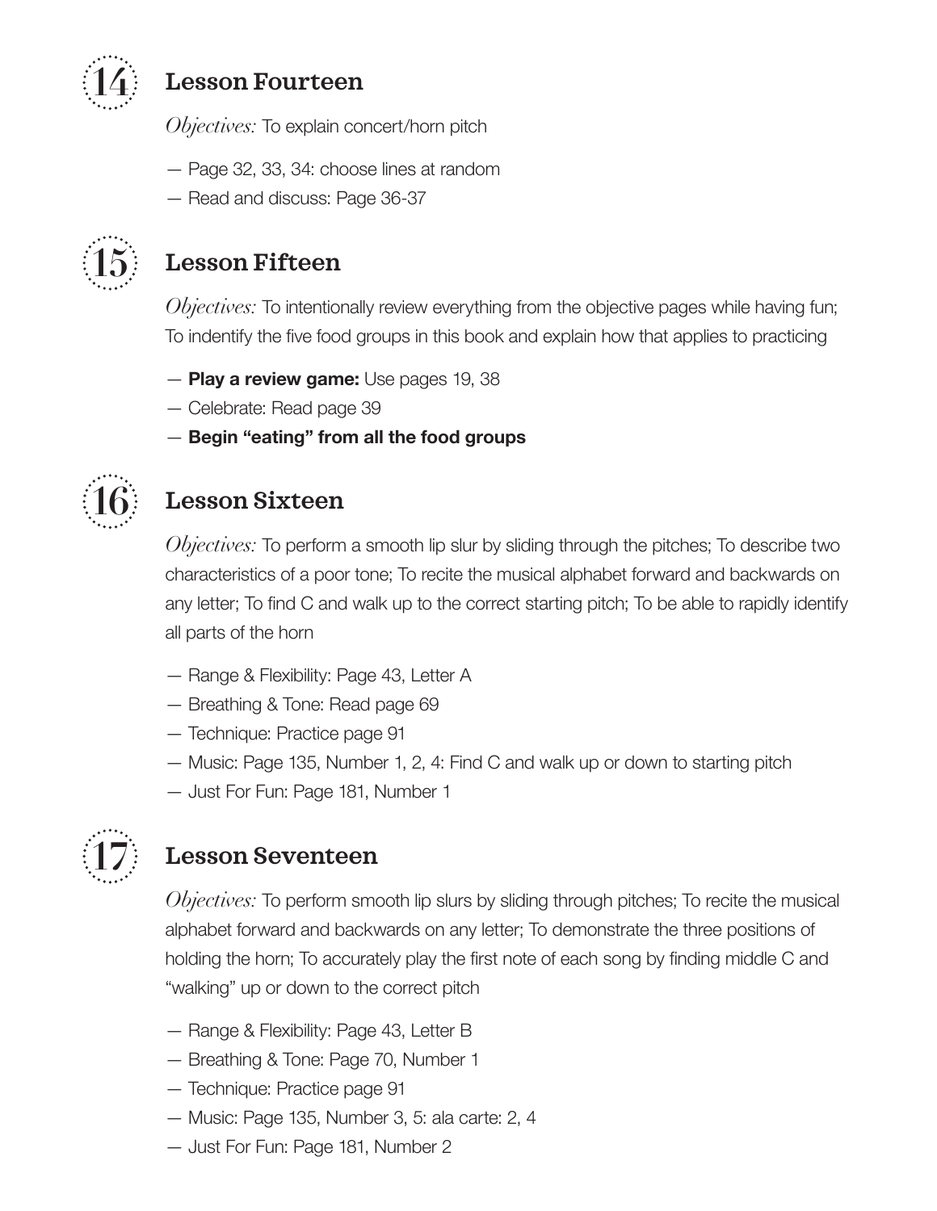## 14 Lesson Fourteen

*Objectives:* To explain concert/horn pitch

- — Page 32, 33, 34: choose lines at random
- — Read and discuss: Page 36-37

## 15 Lesson Fifteen

*Objectives:* To intentionally review everything from the objective pages while having fun; To indentify the five food groups in this book and explain how that applies to practicing

- — **Play a review game:** Use pages 19, 38
- — Celebrate: Read page 39
- — **Begin "eating" from all the food groups**

## 16 Lesson Sixteen

*Objectives:* To perform a smooth lip slur by sliding through the pitches; To describe two characteristics of a poor tone; To recite the musical alphabet forward and backwards on any letter; To find C and walk up to the correct starting pitch; To be able to rapidly identify all parts of the horn

- — Range & Flexibility: Page 43, Letter A
- — Breathing & Tone: Read page 69
- — Technique: Practice page 91
- — Music: Page 135, Number 1, 2, 4: Find C and walk up or down to starting pitch
- — Just For Fun: Page 181, Number 1

## 17 Lesson Seventeen

*Objectives:* To perform smooth lip slurs by sliding through pitches; To recite the musical alphabet forward and backwards on any letter; To demonstrate the three positions of holding the horn; To accurately play the first note of each song by finding middle C and "walking" up or down to the correct pitch

- — Range & Flexibility: Page 43, Letter B
- — Breathing & Tone: Page 70, Number 1
- — Technique: Practice page 91
- — Music: Page 135, Number 3, 5: ala carte: 2, 4
- — Just For Fun: Page 181, Number 2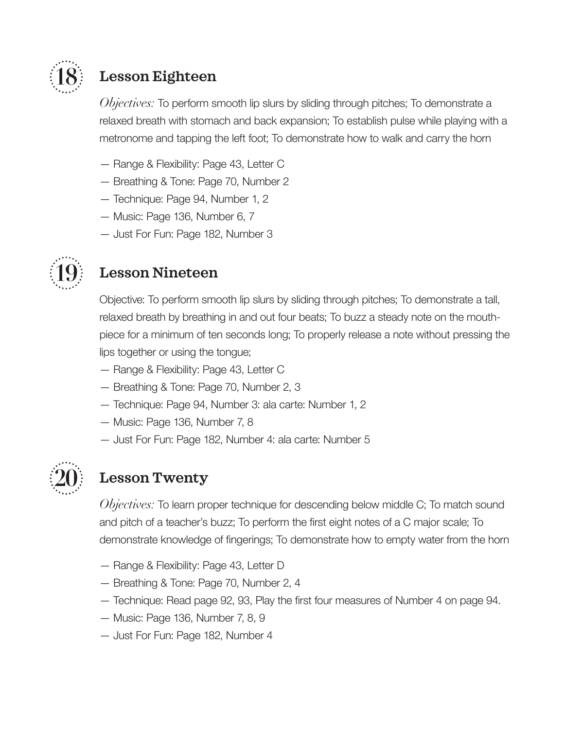## 18 Lesson Eighteen

*Objectives:* To perform smooth lip slurs by sliding through pitches; To demonstrate a relaxed breath with stomach and back expansion; To establish pulse while playing with a metronome and tapping the left foot; To demonstrate how to walk and carry the horn

— Range & Flexibility: Page 43, Letter C
— Breathing & Tone: Page 70, Number 2
— Technique: Page 94, Number 1, 2
— Music: Page 136, Number 6, 7
— Just For Fun: Page 182, Number 3

## 19 Lesson Nineteen

Objective: To perform smooth lip slurs by sliding through pitches; To demonstrate a tall, relaxed breath by breathing in and out four beats; To buzz a steady note on the mouth-piece for a minimum of ten seconds long; To properly release a note without pressing the lips together or using the tongue;

— Range & Flexibility: Page 43, Letter C
— Breathing & Tone: Page 70, Number 2, 3
— Technique: Page 94, Number 3: ala carte: Number 1, 2
— Music: Page 136, Number 7, 8
— Just For Fun: Page 182, Number 4: ala carte: Number 5

## 20 Lesson Twenty

*Objectives:* To learn proper technique for descending below middle C; To match sound and pitch of a teacher's buzz; To perform the first eight notes of a C major scale; To demonstrate knowledge of fingerings; To demonstrate how to empty water from the horn

— Range & Flexibility: Page 43, Letter D
— Breathing & Tone: Page 70, Number 2, 4
— Technique: Read page 92, 93, Play the first four measures of Number 4 on page 94.
— Music: Page 136, Number 7, 8, 9
— Just For Fun: Page 182, Number 4